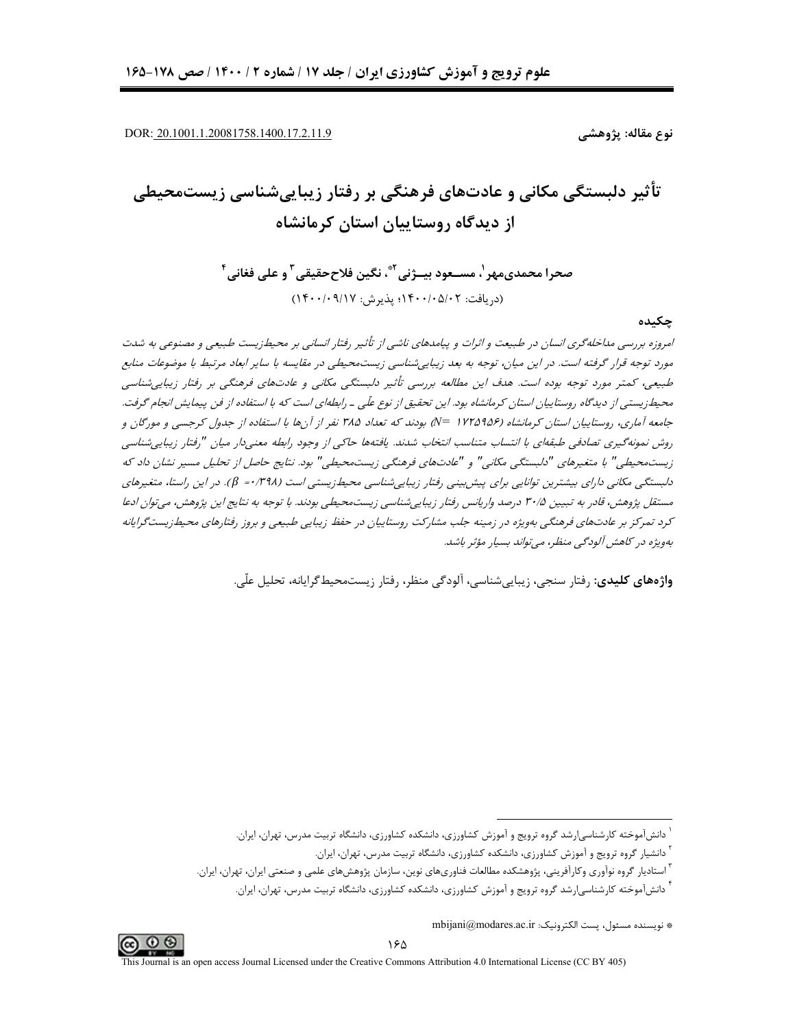DOR: 20.1001.1.20081758.1400.17.2.11.9

**نوع مقاله: پژوهشی**

# تأثیر دلبستگی مکانی و عادت‌های فرهنگی بر رفتار زیبایی‌شناسی زیست‌محیطی از دیدگاه روستاییان استان کرمانشاه

**صحرا محمدی‌مهر[1]، مسعود بیژنی[2]*، نگین فلاح‌حقیقی[3] و علی فغانی[4]**

(دریافت: ۱۴۰۰/۰۵/۰۲؛ پذیرش: ۱۴۰۰/۰۹/۱۷)

## چکیده

*امروزه بررسی مداخله‌گری انسان در طبیعت و اثرات و پیامدهای ناشی از تأثیر رفتار انسانی بر محیط‌زیست طبیعی و مصنوعی به شدت مورد توجه قرار گرفته است. در این میان، توجه به بعد زیبایی‌شناسی زیست‌محیطی در مقایسه با سایر ابعاد مرتبط با موضوعات منابع طبیعی، کمتر مورد توجه بوده است. هدف این مطالعه بررسی تأثیر دلبستگی مکانی و عادت‌های فرهنگی بر رفتار زیبایی‌شناسی محیط‌زیستی از دیدگاه روستاییان استان کرمانشاه بود. این تحقیق از نوع علّی ـ رابطه‌ای است که با استفاده از فن پیمایش انجام گرفت. جامعه آماری، روستاییان استان کرمانشاه ($N= 1725956$) بودند که تعداد ۳۸۵ نفر از آن‌ها با استفاده از جدول کرجسی و مورگان و روش نمونه‌گیری تصادفی طبقه‌ای با انتساب متناسب انتخاب شدند. یافته‌ها حاکی از وجود رابطه معنی‌دار میان "رفتار زیبایی‌شناسی زیست‌محیطی" با متغیرهای "دلبستگی مکانی" و "عادت‌های فرهنگی زیست‌محیطی" بود. نتایج حاصل از تحلیل مسیر نشان داد که دلبستگی مکانی دارای بیشترین توانایی برای پیش‌بینی رفتار زیبایی‌شناسی محیط‌زیستی است ($\beta =$ ۰/۳۹۸). در این راستا، متغیرهای مستقل پژوهش، قادر به تبیین ۳۰/۵ درصد واریانس رفتار زیبایی‌شناسی زیست‌محیطی بودند. با توجه به نتایج این پژوهش، می‌توان ادعا کرد تمرکز بر عادت‌های فرهنگی به‌ویژه در زمینه جلب مشارکت روستاییان در حفظ زیبایی طبیعی و بروز رفتارهای محیط‌زیست‌گرایانه به‌ویژه در کاهش آلودگی منظر، می‌تواند بسیار مؤثر باشد.*

**واژه‌های کلیدی:** رفتار سنجی، زیبایی‌شناسی، آلودگی منظر، رفتار زیست‌محیط‌گرایانه، تحلیل علّی.

---

[1] دانش‌آموخته کارشناسی‌ارشد گروه ترویج و آموزش کشاورزی، دانشکده کشاورزی، دانشگاه تربیت مدرس، تهران، ایران.

[2] دانشیار گروه ترویج و آموزش کشاورزی، دانشکده کشاورزی، دانشگاه تربیت مدرس، تهران، ایران.

[3] استادیار گروه نوآوری وکارآفرینی، پژوهشکده مطالعات فناوری‌های نوین، سازمان پژوهش‌های علمی و صنعتی ایران، تهران، ایران.

[4] دانش‌آموخته کارشناسی‌ارشد گروه ترویج و آموزش کشاورزی، دانشکده کشاورزی، دانشگاه تربیت مدرس، تهران، ایران.

* نویسنده مسئول، پست الکترونیک: mbijani@modares.ac.ir

This Journal is an open access Journal Licensed under the Creative Commons Attribution 4.0 International License (CC BY 405)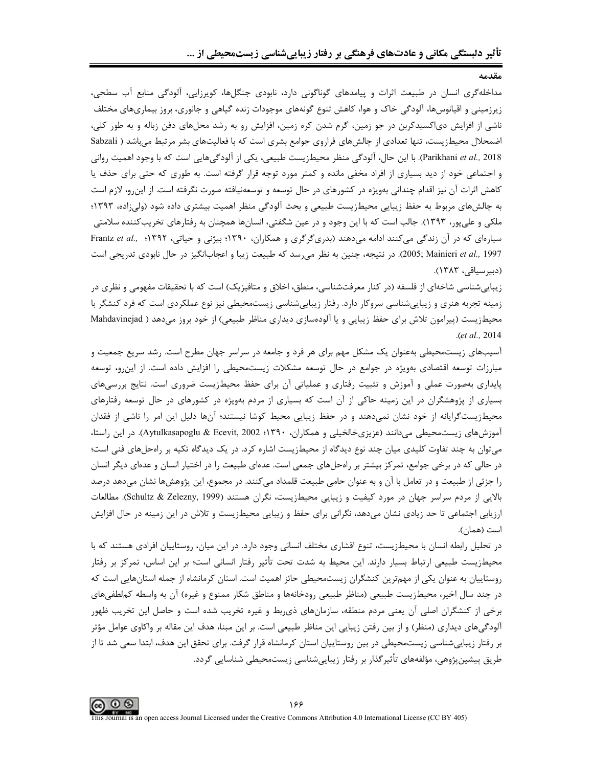## مقدمه

مداخله‌گری انسان در طبیعت اثرات و پیامدهای گوناگونی دارد، نابودی جنگل‌ها، کویرزایی، آلودگی منابع آب سطحی، زیرزمینی و اقیانوس‌ها، آلودگی خاک و هوا، کاهش تنوع گونه‌های موجودات زنده گیاهی و جانوری، بروز بیماری‌های مختلف ناشی از افزایش دی‌اکسیدکربن در جو زمین، گرم شدن کره زمین، افزایش رو به رشد محل‌های دفن زباله و به طور کلی، اضمحلال محیط‌زیست، تنها تعدادی از چالش‌های فراروی جوامع بشری است که با فعالیت‌های بشر مرتبط می‌باشد (Sabzali Parikhani *et al.*, 2018). با این حال، آلودگی منظر محیط‌زیست طبیعی، یکی از آلودگی‌هایی است که با وجود اهمیت روانی و اجتماعی خود از دید بسیاری از افراد مخفی مانده و کمتر مورد توجه قرار گرفته است. به طوری که حتی برای حذف یا کاهش اثرات آن نیز اقدام چندانی به‌ویژه در کشورهای در حال توسعه و توسعه‌نیافته صورت نگرفته است. از این‌رو، لازم است به چالش‌های مربوط به حفظ زیبایی محیط‌زیست طبیعی و بحث آلودگی منظر اهمیت بیشتری داده شود (ولی‌زاده، ۱۳۹۳؛ ملکی و علی‌پور، ۱۳۹۳). جالب است که با این وجود و در عین شگفتی، انسان‌ها همچنان به رفتارهای تخریب‌کننده سلامتی سیاره‌ای که در آن زندگی می‌کنند ادامه می‌دهند (بدری‌گرگری و همکاران، ۱۳۹۰؛ بیژنی و حیاتی، ۱۳۹۲؛ Frantz *et al.*, 2005; Mainieri *et al.*, 1997). در نتیجه، چنین به نظر می‌رسد که طبیعت زیبا و اعجاب‌انگیز در حال نابودی تدریجی است (دبیرسیاقی، ۱۳۸۳).

زیبایی‌شناسی شاخه‌ای از فلسفه (در کنار معرفت‌شناسی، منطق، اخلاق و متافیزیک) است که با تحقیقات مفهومی و نظری در زمینه تجربه هنری و زیبایی‌شناسی سروکار دارد. رفتار زیبایی‌شناسی زیست‌محیطی نیز نوع عملکردی است که فرد کنشگر با محیط‌زیست (پیرامون تلاش برای حفظ زیبایی و یا آلوده‌سازی دیداری مناظر طبیعی) از خود بروز می‌دهد (Mahdavinejad *et al.*, 2014).

آسیب‌های زیست‌محیطی به‌عنوان یک مشکل مهم برای هر فرد و جامعه در سراسر جهان مطرح است. رشد سریع جمعیت و مبارزات توسعه اقتصادی به‌ویژه در جوامع در حال توسعه مشکلات زیست‌محیطی را افزایش داده است. از این‌رو، توسعه پایداری به‌صورت عملی و آموزش و تثبیت رفتاری و عملیاتی آن برای حفظ محیط‌زیست ضروری است. نتایج بررسی‌های بسیاری از پژوهشگران در این زمینه حاکی از آن است که بسیاری از مردم به‌ویژه در کشورهای در حال توسعه رفتارهای محیط‌زیست‌گرایانه از خود نشان نمی‌دهند و در حفظ زیبایی محیط کوشا نیستند؛ آن‌ها دلیل این امر را ناشی از فقدان آموزش‌های زیست‌محیطی می‌دانند (عزیزی‌خالخیلی و همکاران، ۱۳۹۰؛ Aytulkasapoglu & Ecevit, 2002). در این راستا، می‌توان به چند تفاوت کلیدی میان چند نوع دیدگاه از محیط‌زیست اشاره کرد. در یک دیدگاه تکیه بر راه‌حل‌های فنی است؛ در حالی که در برخی جوامع، تمرکز بیشتر بر راه‌حل‌های جمعی است. عده‌ای طبیعت را در اختیار انسان و عده‌ای دیگر انسان را جزئی از طبیعت و در تعامل با آن و به عنوان حامی طبیعت قلمداد می‌کنند. در مجموع، این پژوهش‌ها نشان می‌دهد درصد بالایی از مردم سراسر جهان در مورد کیفیت و زیبایی محیط‌زیست، نگران هستند (Schultz & Zelezny, 1999). مطالعات ارزیابی اجتماعی تا حد زیادی نشان می‌دهد، نگرانی برای حفظ و زیبایی محیط‌زیست و تلاش در این زمینه در حال افزایش است (همان).

در تحلیل رابطه انسان با محیط‌زیست، تنوع اقشاری مختلف انسانی وجود دارد. در این میان، روستاییان افرادی هستند که با محیط‌زیست طبیعی ارتباط بسیار دارند. این محیط به شدت تحت تأثیر رفتار انسانی است؛ بر این اساس، تمرکز بر رفتار روستاییان به عنوان یکی از مهم‌ترین کنشگران زیست‌محیطی حائز اهمیت است. استان کرمانشاه از جمله استان‌هایی است که در چند سال اخیر، محیط‌زیست طبیعی (مناظر طبیعی رودخانه‌ها و مناطق شکار ممنوع و غیره) آن به واسطه کم‌لطفی‌های برخی از کنشگران اصلی آن یعنی مردم منطقه، سازمان‌های ذی‌ربط و غیره تخریب شده است و حاصل این تخریب ظهور آلودگی‌های دیداری (منظر) و از بین رفتن زیبایی این مناظر طبیعی است. بر این مبنا، هدف این مقاله بر واکاوی عوامل مؤثر بر رفتار زیبایی‌شناسی زیست‌محیطی در بین روستاییان استان کرمانشاه قرار گرفت. برای تحقق این هدف، ابتدا سعی شد تا از طریق پیشین‌پژوهی، مؤلفه‌های تأثیرگذار بر رفتار زیبایی‌شناسی زیست‌محیطی شناسایی گردد.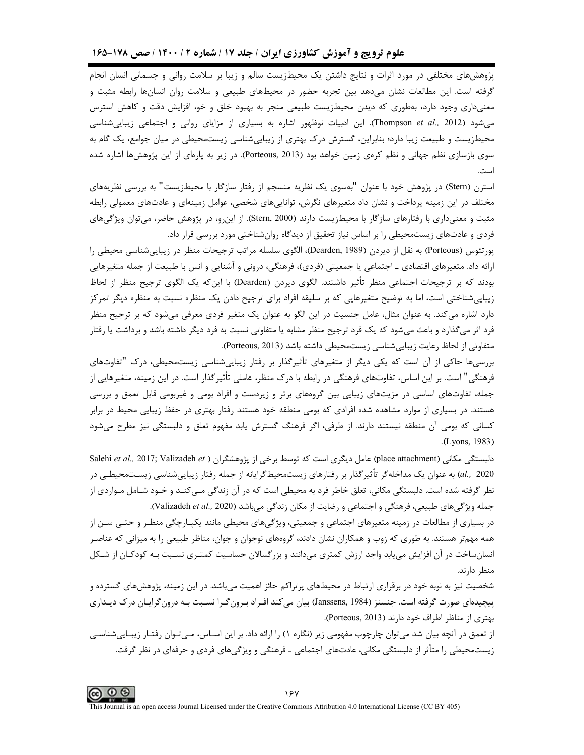پژوهش‌های مختلفی در مورد اثرات و نتایج داشتن یک محیط‌زیست سالم و زیبا بر سلامت روانی و جسمانی انسان انجام گرفته است. این مطالعات نشان می‌دهد بین تجربه حضور در محیط‌های طبیعی و سلامت روان انسان‌ها رابطه مثبت و معنی‌داری وجود دارد، به‌طوری که دیدن محیط‌زیست طبیعی منجر به بهبود خلق و خو، افزایش دقت و کاهش استرس می‌شود (Thompson *et al.,* 2012). این ادبیات نوظهور اشاره به بسیاری از مزایای روانی و اجتماعی زیبایی‌شناسی محیط‌زیست و طبیعت زیبا دارد؛ بنابراین، گسترش درک بهتری از زیبایی‌شناسی زیست‌محیطی در میان جوامع، یک گام به سوی بازسازی نظم جهانی و نظم کره‌ی زمین خواهد بود (Porteous, 2013). در زیر به پاره‌ای از این پژوهش‌ها اشاره شده است.

استرن (Stern) در پژوهش خود با عنوان "به‌سوی یک نظریه منسجم از رفتار سازگار با محیط‌زیست" به بررسی نظریه‌های مختلف در این زمینه پرداخت و نشان داد متغیرهای نگرش، توانایی‌های شخصی، عوامل زمینه‌ای و عادت‌های معمولی رابطه مثبت و معنی‌داری با رفتارهای سازگار با محیط‌زیست دارند (Stern, 2000). از این‌رو، در پژوهش حاضر، می‌توان ویژگی‌های فردی و عادت‌های زیست‌محیطی را بر اساس نیاز تحقیق از دیدگاه روان‌شناختی مورد بررسی قرار داد.

پورتئوس (Porteous) به نقل از دیردن (Dearden, 1989)، الگوی سلسله مراتب ترجیحات منظر در زیبایی‌شناسی محیطی را ارائه داد. متغیرهای اقتصادی ـ اجتماعی یا جمعیتی (فردی)، فرهنگی، درونی و آشنایی و انس با طبیعت از جمله متغیرهایی بودند که بر ترجیحات اجتماعی منظر تأثیر داشتند. الگوی دیردن (Dearden) با این‌که یک الگوی ترجیح منظر از لحاظ زیبایی‌شناختی است، اما به توضیح متغیرهایی که بر سلیقه افراد برای ترجیح دادن یک منظره نسبت به منظره دیگر تمرکز دارد اشاره می‌کند. به عنوان مثال، عامل جنسیت در این الگو به عنوان یک متغیر فردی معرفی می‌شود که بر ترجیح منظر فرد اثر می‌گذارد و باعث می‌شود که یک فرد ترجیح منظر مشابه یا متفاوتی نسبت به فرد دیگر داشته باشد و برداشت یا رفتار متفاوتی از لحاظ رعایت زیبایی‌شناسی زیست‌محیطی داشته باشد (Porteous, 2013).

بررسی‌ها حاکی از آن است که یکی دیگر از متغیرهای تأثیرگذار بر رفتار زیبایی‌شناسی زیست‌محیطی، درک "تفاوت‌های فرهنگی" است. بر این اساس، تفاوت‌های فرهنگی در رابطه با درک منظر، عاملی تأثیرگذار است. در این زمینه، متغیرهایی از جمله، تفاوت‌های اساسی در مزیت‌های زیبایی بین گروه‌های برتر و زیردست و افراد بومی و غیربومی قابل تعمق و بررسی هستند. در بسیاری از موارد مشاهده شده افرادی که بومی منطقه خود هستند رفتار بهتری در حفظ زیبایی محیط در برابر کسانی که بومی آن منطقه نیستند دارند. از طرفی، اگر فرهنگ گسترش یابد مفهوم تعلق و دلبستگی نیز مطرح می‌شود (Lyons, 1983).

دلبستگی مکانی (place attachment) عامل دیگری است که توسط برخی از پژوهشگران (Salehi *et al.,* 2017; Valizadeh *et al.,* 2020) به عنوان یک مداخله‌گر تأثیرگذار بر رفتارهای زیست‌محیط‌گرایانه از جمله رفتار زیبایی‌شناسی زیست‌محیطی در نظر گرفته شده است. دلبستگی مکانی، تعلق خاطر فرد به محیطی است که در آن زندگی می‌کند و خود شامل مواردی از جمله ویژگی‌های طبیعی، فرهنگی و اجتماعی و رضایت از مکان زندگی می‌باشد (Valizadeh *et al.,* 2020).

در بسیاری از مطالعات در زمینه متغیرهای اجتماعی و جمعیتی، ویژگی‌های محیطی مانند یکپارچگی منظر و حتی سن از همه مهم‌تر هستند. به طوری که زوب و همکاران نشان دادند، گروه‌های نوجوان و جوان، مناظر طبیعی را به میزانی که عناصر انسان‌ساخت در آن افزایش می‌یابد واجد ارزش کمتری می‌دانند و بزرگسالان حساسیت کمتری نسبت به کودکان از شکل منظر دارند.

شخصیت نیز به نوبه خود در برقراری ارتباط در محیط‌های پرتراکم حائز اهمیت می‌باشد. در این زمینه، پژوهش‌های گسترده و پیچیده‌ای صورت گرفته است. جنسنز (Janssens, 1984) بیان می‌کند افراد برون‌گرا نسبت به درون‌گرایان درک دیداری بهتری از مناظر اطراف خود دارند (Porteous, 2013).

از تعمق در آنچه بیان شد می‌توان چارچوب مفهومی زیر (نگاره ۱) را ارائه داد. بر این اساس، می‌توان رفتار زیبایی‌شناسی زیست‌محیطی را متأثر از دلبستگی مکانی، عادت‌های اجتماعی ـ فرهنگی و ویژگی‌های فردی و حرفه‌ای در نظر گرفت.

This Journal is an open access Journal Licensed under the Creative Commons Attribution 4.0 International License (CC BY 405)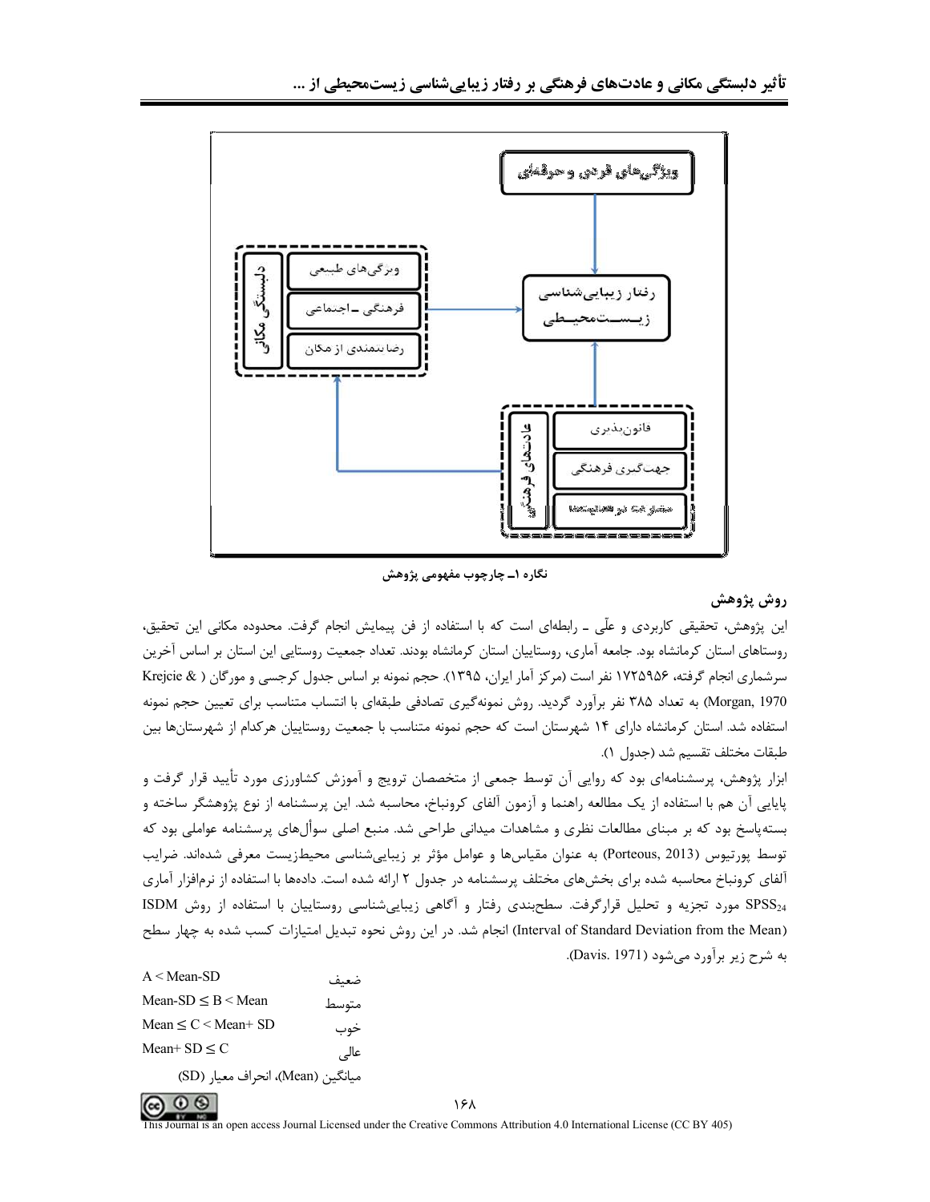نگاره ۱ـ چارچوب مفهومی پژوهش

## روش پژوهش

این پژوهش، تحقیقی کاربردی و علّی ـ رابطه‌ای است که با استفاده از فن پیمایش انجام گرفت. محدوده مکانی این تحقیق، روستاهای استان کرمانشاه بود. جامعه آماری، روستاییان استان کرمانشاه بودند. تعداد جمعیت روستایی این استان بر اساس آخرین سرشماری انجام گرفته، ۱۷۲۵۹۵۶ نفر است (مرکز آمار ایران، ۱۳۹۵). حجم نمونه بر اساس جدول کرجسی و مورگان (Krejcie & Morgan, 1970) به تعداد ۳۸۵ نفر برآورد گردید. روش نمونه‌گیری تصادفی طبقه‌ای با انتساب متناسب برای تعیین حجم نمونه استفاده شد. استان کرمانشاه دارای ۱۴ شهرستان است که حجم نمونه متناسب با جمعیت روستاییان هرکدام از شهرستان‌ها بین طبقات مختلف تقسیم شد (جدول ۱).

ابزار پژوهش، پرسشنامه‌ای بود که روایی آن توسط جمعی از متخصصان ترویج و آموزش کشاورزی مورد تأیید قرار گرفت و پایایی آن هم با استفاده از یک مطالعه راهنما و آزمون آلفای کرونباخ، محاسبه شد. این پرسشنامه از نوع پژوهشگر ساخته و بسته‌پاسخ بود که بر مبنای مطالعات نظری و مشاهدات میدانی طراحی شد. منبع اصلی سؤال‌های پرسشنامه عواملی بود که توسط پورتیوس (Porteous, 2013) به عنوان مقیاس‌ها و عوامل مؤثر بر زیبایی‌شناسی محیط‌زیست معرفی شده‌اند. ضرایب آلفای کرونباخ محاسبه شده برای بخش‌های مختلف پرسشنامه در جدول ۲ ارائه شده است. داده‌ها با استفاده از نرم‌افزار آماری $SPSS_{24}$ مورد تجزیه و تحلیل قرارگرفت. سطح‌بندی رفتار و آگاهی زیبایی‌شناسی روستاییان با استفاده از روش ISDM (Interval of Standard Deviation from the Mean) انجام شد. در این روش نحوه تبدیل امتیازات کسب شده به چهار سطح به شرح زیر برآورد می‌شود (Davis. 1971).

| | |
|---|---|
| ضعیف | A < Mean-SD |
| متوسط | Mean-SD ≤ B < Mean |
| خوب | Mean ≤ C < Mean+ SD |
| عالی | Mean+ SD ≤ C |

میانگین (Mean)، انحراف معیار (SD)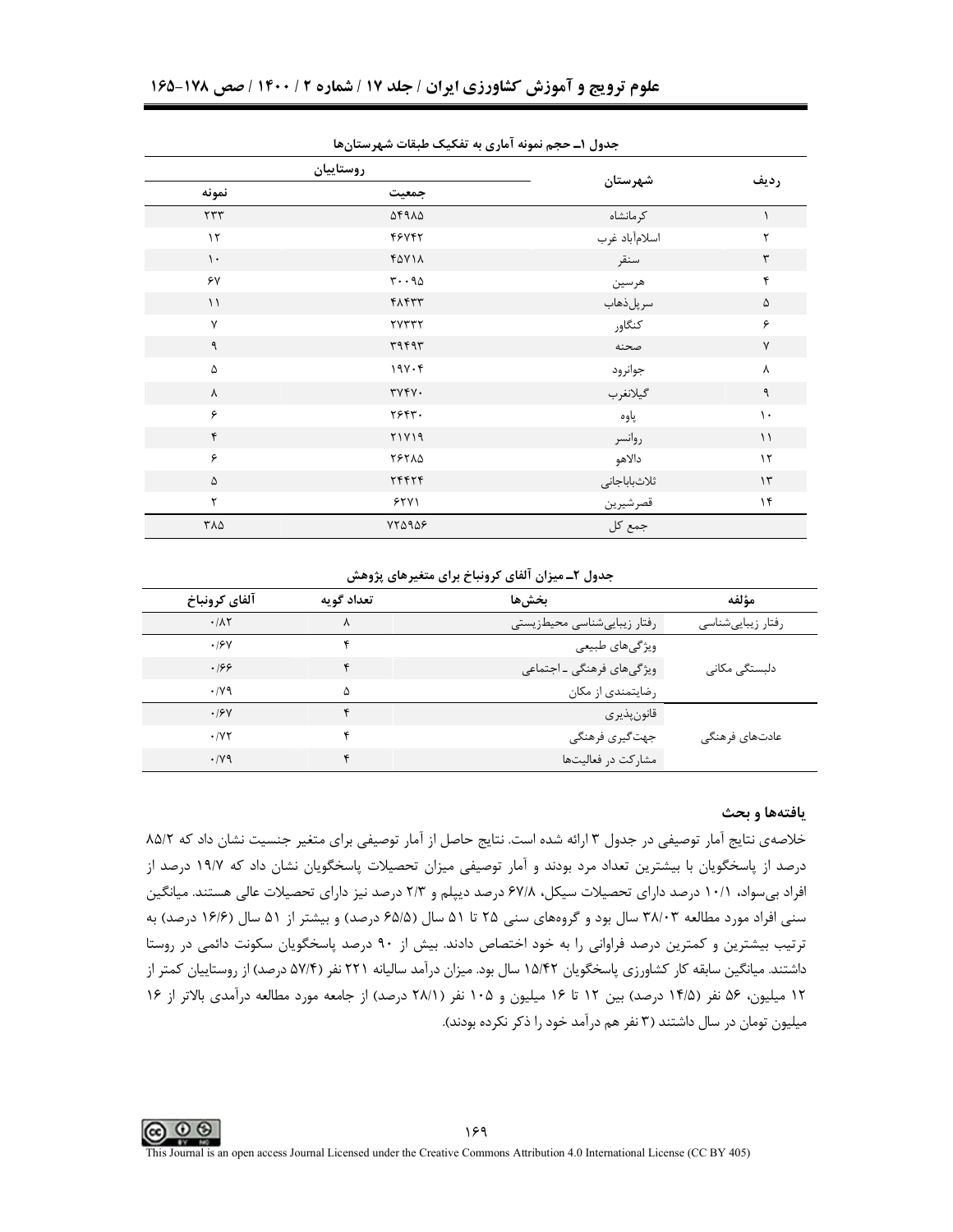جدول ۱ـ حجم نمونه آماری به تفکیک طبقات شهرستان‌ها

| ردیف | شهرستان | روستاییان | |
|---|---|---|---|
| | | جمعیت | نمونه |
| ۱ | کرمانشاه | ۵۴۹۸۵ | ۲۳۳ |
| ۲ | اسلام‌آباد غرب | ۴۶۷۴۲ | ۱۲ |
| ۳ | سنقر | ۴۵۷۱۸ | ۱۰ |
| ۴ | هرسین | ۳۰۰۹۵ | ۶۷ |
| ۵ | سرپل‌ذهاب | ۴۸۴۳۳ | ۱۱ |
| ۶ | کنگاور | ۲۷۳۳۲ | ۷ |
| ۷ | صحنه | ۳۹۴۹۳ | ۹ |
| ۸ | جوانرود | ۱۹۷۰۴ | ۵ |
| ۹ | گیلانغرب | ۳۷۴۷۰ | ۸ |
| ۱۰ | پاوه | ۲۶۴۳۰ | ۶ |
| ۱۱ | روانسر | ۲۱۷۱۹ | ۴ |
| ۱۲ | دالاهو | ۲۶۲۸۵ | ۶ |
| ۱۳ | ثلاث‌باباجانی | ۲۴۴۲۴ | ۵ |
| ۱۴ | قصرشیرین | ۶۲۷۱ | ۲ |
| | جمع کل | ۷۲۵۹۵۶ | ۳۸۵ |

جدول ۲ـ میزان آلفای کرونباخ برای متغیرهای پژوهش

| مؤلفه | بخش‌ها | تعداد گویه | آلفای کرونباخ |
|---|---|---|---|
| رفتار زیبایی‌شناسی | رفتار زیبایی‌شناسی محیط‌زیستی | ۸ | ۰/۸۲ |
| دلبستگی مکانی | ویژگی‌های طبیعی | ۴ | ۰/۶۷ |
| | ویژگی‌های فرهنگی ـ اجتماعی | ۴ | ۰/۶۶ |
| | رضایتمندی از مکان | ۵ | ۰/۷۹ |
| عادت‌های فرهنگی | قانون‌پذیری | ۴ | ۰/۶۷ |
| | جهت‌گیری فرهنگی | ۴ | ۰/۷۲ |
| | مشارکت در فعالیت‌ها | ۴ | ۰/۷۹ |

## یافته‌ها و بحث

خلاصه‌ی نتایج آمار توصیفی در جدول ۳ ارائه شده است. نتایج حاصل از آمار توصیفی برای متغیر جنسیت نشان داد که ۸۵/۲ درصد از پاسخگویان با بیشترین تعداد مرد بودند و آمار توصیفی میزان تحصیلات پاسخگویان نشان داد که ۱۹/۷ درصد از افراد بی‌سواد، ۱۰/۱ درصد دارای تحصیلات سیکل، ۶۷/۸ درصد دیپلم و ۲/۳ درصد نیز دارای تحصیلات عالی هستند. میانگین سنی افراد مورد مطالعه ۳۸/۰۳ سال بود و گروه‌های سنی ۲۵ تا ۵۱ سال (۶۵/۵ درصد) و بیشتر از ۵۱ سال (۱۶/۶ درصد) به ترتیب بیشترین و کمترین درصد فراوانی را به خود اختصاص دادند. بیش از ۹۰ درصد پاسخگویان سکونت دائمی در روستا داشتند. میانگین سابقه کار کشاورزی پاسخگویان ۱۵/۴۲ سال بود. میزان درآمد سالیانه ۲۲۱ نفر (۵۷/۴ درصد) از روستاییان کمتر از ۱۲ میلیون، ۵۶ نفر (۱۴/۵ درصد) بین ۱۲ تا ۱۶ میلیون و ۱۰۵ نفر (۲۸/۱ درصد) از جامعه مورد مطالعه درآمدی بالاتر از ۱۶ میلیون تومان در سال داشتند (۳ نفر هم درآمد خود را ذکر نکرده بودند).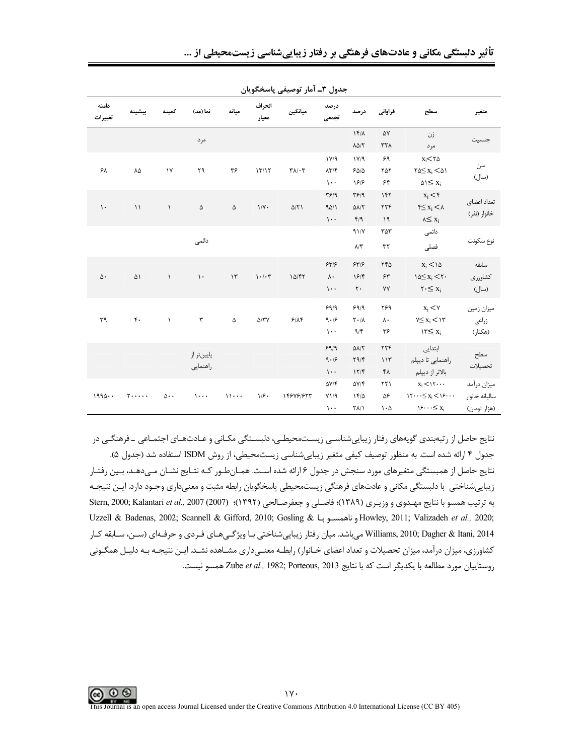جدول ۳ـ آمار توصیفی پاسخگویان

| متغیر | سطح | فراوانی | درصد | درصد تجمعی | میانگین | انحراف معیار | میانه | نما (مد) | کمینه | بیشینه | دامنه تغییرات |
|---|---|---|---|---|---|---|---|---|---|---|---|
| جنسیت | زن | ۵۷ | ۱۴/۸ | | | | | مرد | | | |
| | مرد | ۳۲۸ | ۸۵/۲ | | | | | | | | |
| سن (سال) | $x_i<25$ | ۶۹ | ۱۷/۹ | ۱۷/۹ | ۳۸/۰۳ | ۱۳/۱۲ | ۳۶ | ۲۹ | ۱۷ | ۸۵ | ۶۸ |
| | $25\leq x_i<51$ | ۲۵۲ | ۶۵/۵ | ۸۳/۴ | | | | | | | |
| | $51\leq x_i$ | ۶۴ | ۱۶/۶ | ۱۰۰ | | | | | | | |
| تعداد اعضای خانوار (نفر) | $x_i<4$ | ۱۴۲ | ۳۶/۹ | ۳۶/۹ | ۵/۲۱ | ۱/۷۰ | ۵ | ۵ | ۱ | ۱۱ | ۱۰ |
| | $4\leq x_i<8$ | ۲۲۴ | ۵۸/۲ | ۹۵/۱ | | | | | | | |
| | $8\leq x_i$ | ۱۹ | ۴/۹ | ۱۰۰ | | | | | | | |
| نوع سکونت | دائمی | ۳۵۳ | ۹۱/۷ | | | | | دائمی | | | |
| | فصلی | ۳۲ | ۸/۳ | | | | | | | | |
| سابقه کشاورزی (سال) | $x_i<15$ | ۲۴۵ | ۶۳/۶ | ۶۳/۶ | ۱۵/۴۲ | ۱۰/۰۳ | ۱۳ | ۱۰ | ۱ | ۵۱ | ۵۰ |
| | $15\leq x_i<20$ | ۶۳ | ۱۶/۴ | ۸۰ | | | | | | | |
| | $20\leq x_i$ | ۷۷ | ۲۰ | ۱۰۰ | | | | | | | |
| میزان زمین زراعی (هکتار) | $x_i<7$ | ۲۶۹ | ۶۹/۹ | ۶۹/۹ | ۶/۸۴ | ۵/۳۷ | ۵ | ۳ | ۱ | ۴۰ | ۳۹ |
| | $7\leq x_i<13$ | ۸۰ | ۲۰/۸ | ۹۰/۶ | | | | | | | |
| | $13\leq x_i$ | ۳۶ | ۹/۴ | ۱۰۰ | | | | | | | |
| سطح تحصیلات | ابتدایی | ۲۲۴ | ۵۸/۲ | ۶۹/۹ | | | | پایین‌تر از راهنمایی | | | |
| | راهنمایی تا دیپلم | ۱۱۳ | ۲۹/۴ | ۹۰/۶ | | | | | | | |
| | بالاتر از دیپلم | ۴۸ | ۱۲/۴ | ۱۰۰ | | | | | | | |
| میزان درآمد سالیانه خانوار (هزار تومان) | $x_i<12000$ | ۲۲۱ | ۵۷/۴ | ۵۷/۴ | ۱۴۶۷۶/۶۲۳ | ۱/۶۰ | ۱۱۰۰۰ | ۱۰۰۰ | ۵۰۰ | ۲۰۰۰۰۰ | ۱۹۹۵۰۰ |
| | $12000\leq x_i<16000$ | ۵۶ | ۱۴/۵ | ۷۱/۹ | | | | | | | |
| | $16000\leq x_i$ | ۱۰۵ | ۲۸/۱ | ۱۰۰ | | | | | | | |

نتایج حاصل از رتبه‌بندی گویه‌های رفتار زیبایی‌شناسی زیست‌محیطی، دلبستگی مکانی و عادت‌های اجتماعی ـ فرهنگی در جدول ۴ ارائه شده است. به منظور توصیف کیفی متغیر زیبایی‌شناسی زیست‌محیطی، از روش ISDM استفاده شد (جدول ۵).

نتایج حاصل از همبستگی متغیرهای مورد سنجش در جدول ۶ ارائه شده است. همان‌طور که نتایج نشان می‌دهد، بین رفتار زیبایی‌شناختی با دلبستگی مکانی و عادت‌های فرهنگی پاسخگویان رابطه مثبت و معنی‌داری وجود دارد. این نتیجه به ترتیب همسو با نتایج مهدوی و وزیری (۱۳۸۹)؛ فاضلی و جعفرصالحی (۱۳۹۲)؛ (2007) Stern, 2000; Kalantari *et al.,* 2007 Uzzell & Badenas, 2002; Scannell & Gifford, 2010; Gosling & Williams, 2010; Dagher & Itani, 2014 و ناهمسو با Howley, 2011; Valizadeh *et al.,* 2020; می‌باشد. میان رفتار زیبایی‌شناختی با ویژگی‌های فردی و حرفه‌ای (سن، سابقه کار کشاورزی، میزان درآمد، میزان تحصیلات و تعداد اعضای خانوار) رابطه معنی‌داری مشاهده نشد. این نتیجه به دلیل همگونی روستاییان مورد مطالعه با یکدیگر است که با نتایج Zube *et al.,* 1982; Porteous, 2013 همسو نیست.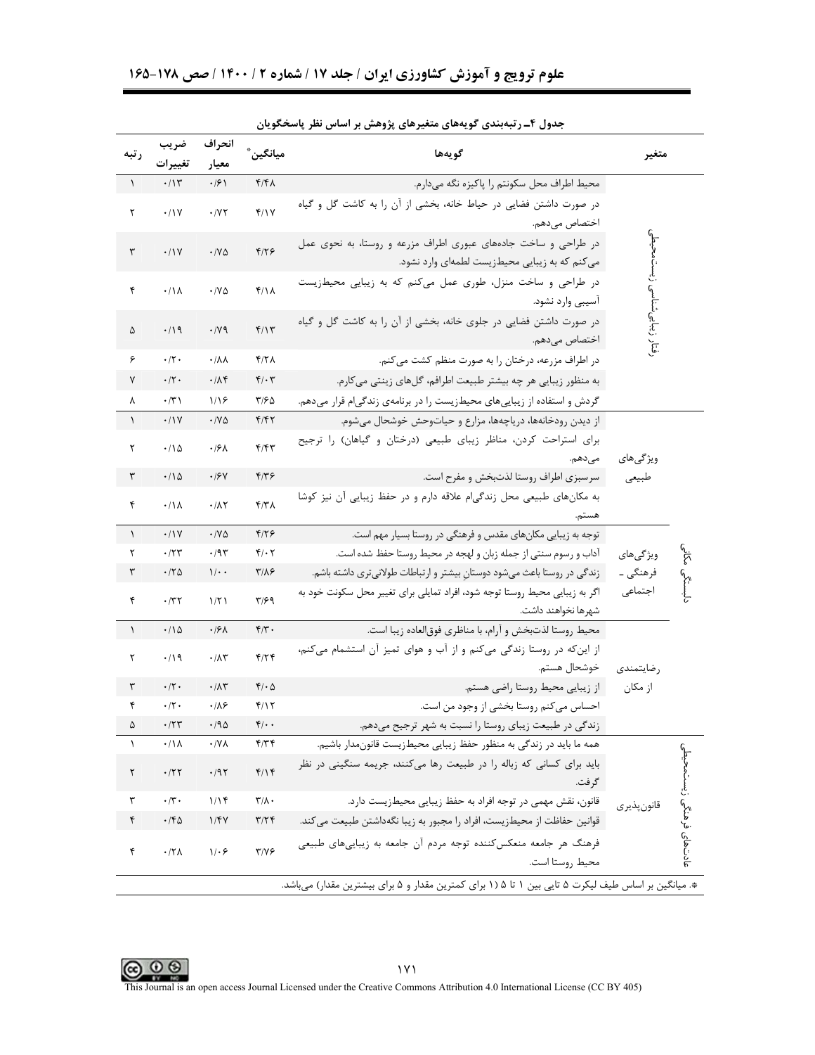جدول ۴ـ رتبه‌بندی گویه‌های متغیرهای پژوهش بر اساس نظر پاسخگویان

| متغیر | | گویه‌ها | میانگین* | انحراف معیار | ضریب تغییرات | رتبه |
|---|---|---|---|---|---|---|
| رفتار زیبایی‌شناسی زیست‌محیطی | | محیط اطراف محل سکونتم را پاکیزه نگه می‌دارم. | ۴/۴۸ | ۰/۶۱ | ۰/۱۳ | ۱ |
| | | در صورت داشتن فضایی در حیاط خانه، بخشی از آن را به کاشت گل و گیاه اختصاص می‌دهم. | ۴/۱۷ | ۰/۷۲ | ۰/۱۷ | ۲ |
| | | در طراحی و ساخت جاده‌های عبوری اطراف مزرعه و روستا، به نحوی عمل می‌کنم که به زیبایی محیط‌زیست لطمه‌ای وارد نشود. | ۴/۲۶ | ۰/۷۵ | ۰/۱۷ | ۳ |
| | | در طراحی و ساخت منزل، طوری عمل می‌کنم که به زیبایی محیط‌زیست آسیبی وارد نشود. | ۴/۱۸ | ۰/۷۵ | ۰/۱۸ | ۴ |
| | | در صورت داشتن فضایی در جلوی خانه، بخشی از آن را به کاشت گل و گیاه اختصاص می‌دهم. | ۴/۱۳ | ۰/۷۹ | ۰/۱۹ | ۵ |
| | | در اطراف مزرعه، درختان را به صورت منظم کشت می‌کنم. | ۴/۲۸ | ۰/۸۸ | ۰/۲۰ | ۶ |
| | | به منظور زیبایی هر چه بیشتر طبیعت اطرافم، گل‌های زینتی می‌کارم. | ۴/۰۳ | ۰/۸۴ | ۰/۲۰ | ۷ |
| | | گردش و استفاده از زیبایی‌های محیط‌زیست را در برنامه‌ی زندگی‌ام قرار می‌دهم. | ۳/۶۵ | ۱/۱۶ | ۰/۳۱ | ۸ |
| دلبستگی مکانی | ویژگی‌های طبیعی | از دیدن رودخانه‌ها، دریاچه‌ها، مزارع و حیات‌وحش خوشحال می‌شوم. | ۴/۴۲ | ۰/۷۵ | ۰/۱۷ | ۱ |
| | | برای استراحت کردن، مناظر زیبای طبیعی (درختان و گیاهان) را ترجیح می‌دهم. | ۴/۴۳ | ۰/۶۸ | ۰/۱۵ | ۲ |
| | | سرسبزی اطراف روستا لذت‌بخش و مفرح است. | ۴/۳۶ | ۰/۶۷ | ۰/۱۵ | ۳ |
| | | به مکان‌های طبیعی محل زندگی‌ام علاقه دارم و در حفظ زیبایی آن نیز کوشا هستم. | ۴/۳۸ | ۰/۸۲ | ۰/۱۸ | ۴ |
| | ویژگی‌های فرهنگی ـ اجتماعی | توجه به زیبایی مکان‌های مقدس و فرهنگی در روستا بسیار مهم است. | ۴/۲۶ | ۰/۷۵ | ۰/۱۷ | ۱ |
| | | آداب و رسوم سنتی از جمله زبان و لهجه در محیط روستا حفظ شده است. | ۴/۰۲ | ۰/۹۳ | ۰/۲۳ | ۲ |
| | | زندگی در روستا باعث می‌شود دوستان بیشتر و ارتباطات طولانی‌تری داشته باشم. | ۳/۸۶ | ۱/۰۰ | ۰/۲۵ | ۳ |
| | | اگر به زیبایی محیط روستا توجه شود، افراد تمایلی برای تغییر محل سکونت خود به شهرها نخواهند داشت. | ۳/۶۹ | ۱/۲۱ | ۰/۳۲ | ۴ |
| | رضایتمندی از مکان | محیط روستا لذت‌بخش و آرام، با مناظری فوق‌العاده زیبا است. | ۴/۳۰ | ۰/۶۸ | ۰/۱۵ | ۱ |
| | | از این‌که در روستا زندگی می‌کنم و از آب و هوای تمیز آن استشمام می‌کنم، خوشحال هستم. | ۴/۲۴ | ۰/۸۳ | ۰/۱۹ | ۲ |
| | | از زیبایی محیط روستا راضی هستم. | ۴/۰۵ | ۰/۸۳ | ۰/۲۰ | ۳ |
| | | احساس می‌کنم روستا بخشی از وجود من است. | ۴/۱۲ | ۰/۸۶ | ۰/۲۰ | ۴ |
| | | زندگی در طبیعت زیبای روستا را نسبت به شهر ترجیح می‌دهم. | ۴/۰۰ | ۰/۹۵ | ۰/۲۳ | ۵ |
| عادت‌های فرهنگی زیست‌محیطی | قانون‌پذیری | همه ما باید در زندگی به منظور حفظ زیبایی محیط‌زیست قانون‌مدار باشیم. | ۴/۳۴ | ۰/۷۸ | ۰/۱۸ | ۱ |
| | | باید برای کسانی که زباله را در طبیعت رها می‌کنند، جریمه سنگینی در نظر گرفت. | ۴/۱۴ | ۰/۹۲ | ۰/۲۲ | ۲ |
| | | قانون، نقش مهمی در توجه افراد به حفظ زیبایی محیط‌زیست دارد. | ۳/۸۰ | ۱/۱۴ | ۰/۳۰ | ۳ |
| | | قوانین حفاظت از محیط‌زیست، افراد را مجبور به زیبا نگه‌داشتن طبیعت می‌کند. | ۳/۲۴ | ۱/۴۷ | ۰/۴۵ | ۴ |
| | | فرهنگ هر جامعه منعکس‌کننده توجه مردم آن جامعه به زیبایی‌های طبیعی محیط روستا است. | ۳/۷۶ | ۱/۰۶ | ۰/۲۸ | ۴ |

*. میانگین بر اساس طیف لیکرت ۵ تایی بین ۱ تا ۵ (۱ برای کمترین مقدار و ۵ برای بیشترین مقدار) می‌باشد.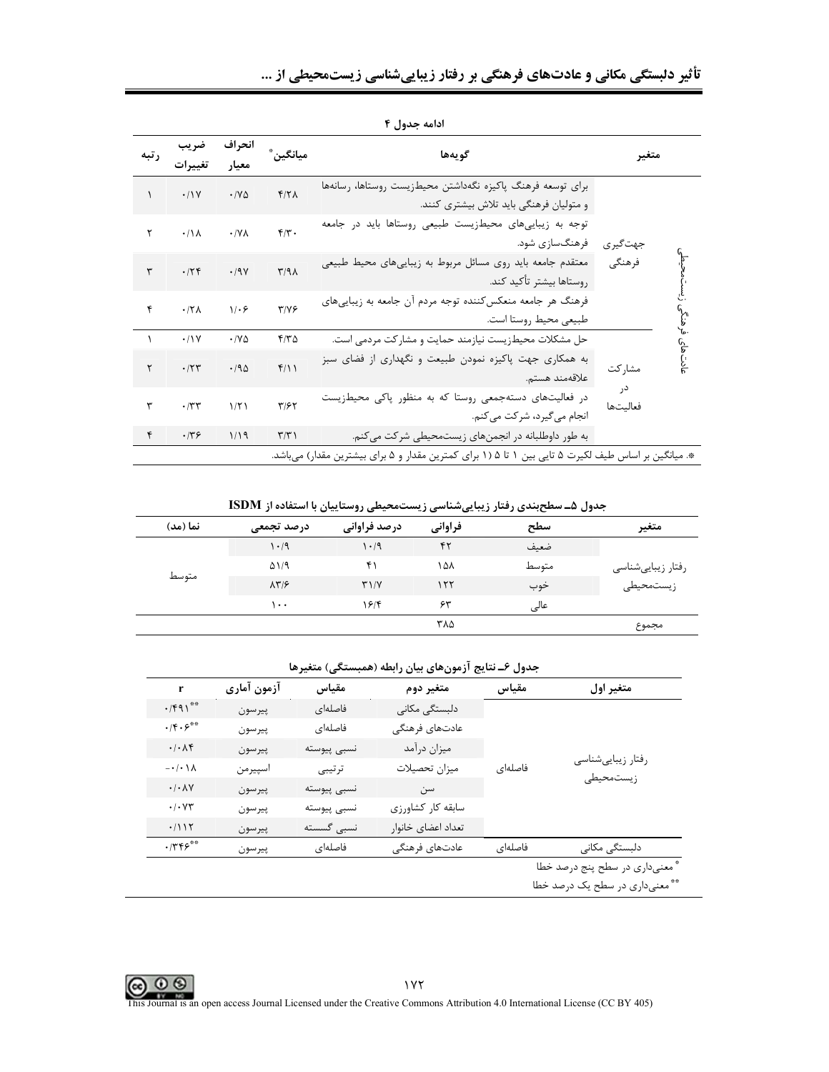ادامه جدول ۴

| متغیر | | گویه‌ها | میانگین* | انحراف معیار | ضریب تغییرات | رتبه |
|---|---|---|---|---|---|---|
| عادت‌های فرهنگی زیست‌محیطی | جهت‌گیری فرهنگی | برای توسعه فرهنگ پاکیزه نگه‌داشتن محیط‌زیست روستاها، رسانه‌ها و متولیان فرهنگی باید تلاش بیشتری کنند. | ۴/۲۸ | ۰/۷۵ | ۰/۱۷ | ۱ |
| | | توجه به زیبایی‌های محیط‌زیست طبیعی روستاها باید در جامعه فرهنگ‌سازی شود. | ۴/۳۰ | ۰/۷۸ | ۰/۱۸ | ۲ |
| | | معتقدم جامعه باید روی مسائل مربوط به زیبایی‌های محیط طبیعی روستاها بیشتر تأکید کند. | ۳/۹۸ | ۰/۹۷ | ۰/۲۴ | ۳ |
| | | فرهنگ هر جامعه منعکس‌کننده توجه مردم آن جامعه به زیبایی‌های طبیعی محیط روستا است. | ۳/۷۶ | ۱/۰۶ | ۰/۲۸ | ۴ |
| | مشارکت در فعالیت‌ها | حل مشکلات محیط‌زیست نیازمند حمایت و مشارکت مردمی است. | ۴/۳۵ | ۰/۷۵ | ۰/۱۷ | ۱ |
| | | به همکاری جهت پاکیزه نمودن طبیعت و نگهداری از فضای سبز علاقه‌مند هستم. | ۴/۱۱ | ۰/۹۵ | ۰/۲۳ | ۲ |
| | | در فعالیت‌های دسته‌جمعی روستا که به منظور پاکی محیط‌زیست انجام می‌گیرد، شرکت می‌کنم. | ۳/۶۲ | ۱/۲۱ | ۰/۳۳ | ۳ |
| | | به طور داوطلبانه در انجمن‌های زیست‌محیطی شرکت می‌کنم. | ۳/۳۱ | ۱/۱۹ | ۰/۳۶ | ۴ |

*. میانگین بر اساس طیف لیکرت ۵ تایی بین ۱ تا ۵ (۱ برای کمترین مقدار و ۵ برای بیشترین مقدار) می‌باشد.

جدول ۵ـ سطح‌بندی رفتار زیبایی‌شناسی زیست‌محیطی روستاییان با استفاده از ISDM

| متغیر | سطح | فراوانی | درصد فراوانی | درصد تجمعی | نما (مد) |
|---|---|---|---|---|---|
| رفتار زیبایی‌شناسی زیست‌محیطی | ضعیف | ۴۲ | ۱۰/۹ | ۱۰/۹ | متوسط |
| | متوسط | ۱۵۸ | ۴۱ | ۵۱/۹ | |
| | خوب | ۱۲۲ | ۳۱/۷ | ۸۳/۶ | |
| | عالی | ۶۳ | ۱۶/۴ | ۱۰۰ | |
| مجموع | | ۳۸۵ | | | |

جدول ۶ـ نتایج آزمون‌های بیان رابطه (همبستگی) متغیرها

| متغیر اول | مقیاس | متغیر دوم | مقیاس | آزمون آماری | r |
|---|---|---|---|---|---|
| رفتار زیبایی‌شناسی زیست‌محیطی | فاصله‌ای | دلبستگی مکانی | فاصله‌ای | پیرسون | ۰/۴۹۱** |
| | | عادت‌های فرهنگی | فاصله‌ای | پیرسون | ۰/۴۰۶** |
| | | میزان درآمد | نسبی پیوسته | پیرسون | ۰/۰۸۴ |
| | | میزان تحصیلات | ترتیبی | اسپیرمن | -۰/۰۱۸ |
| | | سن | نسبی پیوسته | پیرسون | ۰/۰۸۷ |
| | | سابقه کار کشاورزی | نسبی پیوسته | پیرسون | ۰/۰۷۳ |
| | | تعداد اعضای خانوار | نسبی گسسته | پیرسون | ۰/۱۱۲ |
| دلبستگی مکانی | فاصله‌ای | عادت‌های فرهنگی | فاصله‌ای | پیرسون | ۰/۳۴۶** |

* معنی‌داری در سطح پنج درصد خطا

** معنی‌داری در سطح یک درصد خطا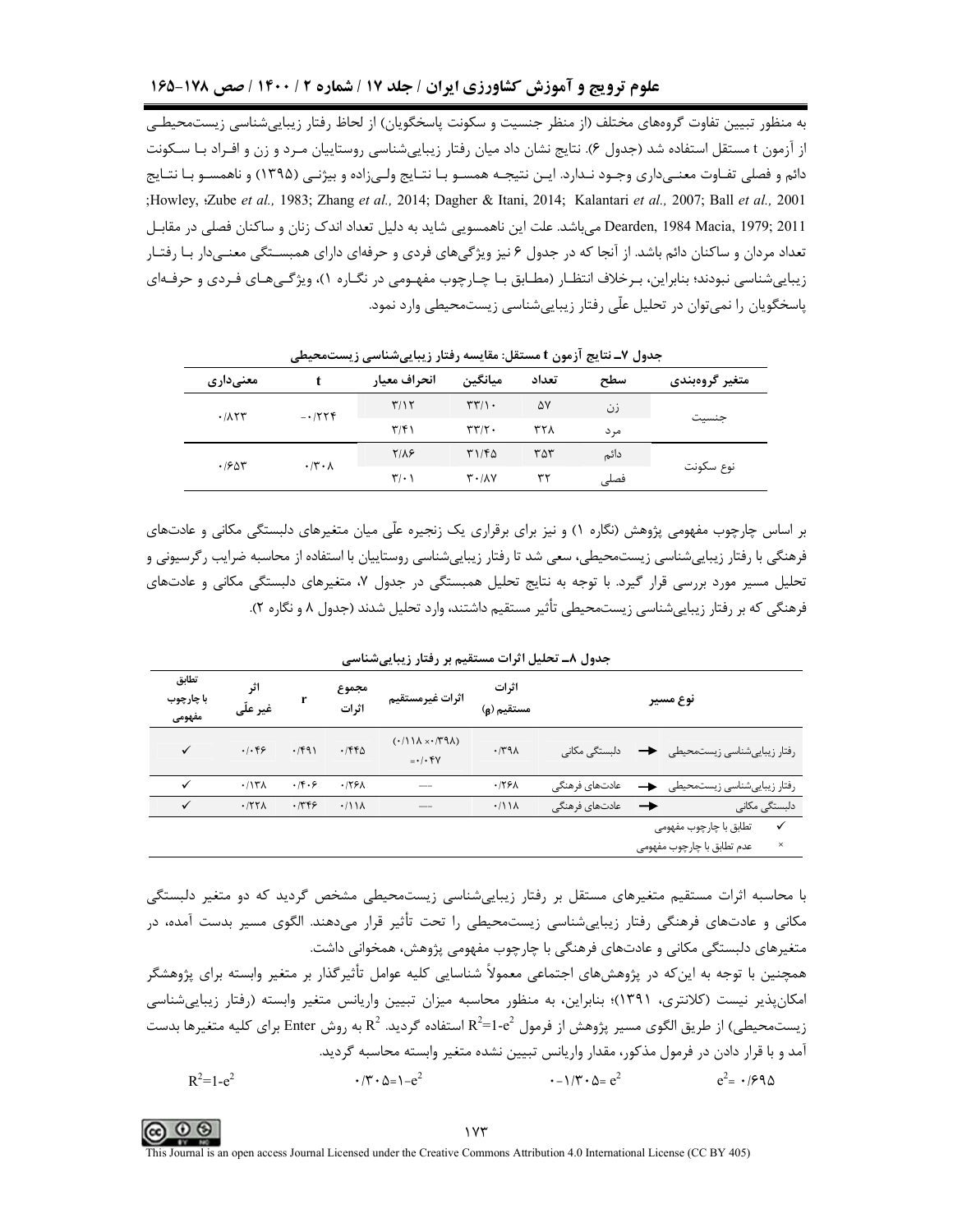به منظور تبیین تفاوت گروه‌های مختلف (از منظر جنسیت و سکونت پاسخگویان) از لحاظ رفتار زیبایی‌شناسی زیست‌محیطی از آزمون t مستقل استفاده شد (جدول ۶). نتایج نشان داد میان رفتار زیبایی‌شناسی روستاییان مرد و زن و افراد با سکونت دائم و فصلی تفاوت معنی‌داری وجود ندارد. این نتیجه همسو با نتایج ولی‌زاده و بیژنی (۱۳۹۵) و ناهمسو با نتایج ;Howley, ;Zube *et al.,* 1983; Zhang *et al.,* 2014; Dagher & Itani, 2014; Kalantari *et al.,* 2007; Ball *et al.,* 2001 Dearden, 1984 Macia, 1979; 2011 می‌باشد. علت این ناهمسویی شاید به دلیل تعداد اندک زنان و ساکنان فصلی در مقابل تعداد مردان و ساکنان دائم باشد. از آنجا که در جدول ۶ نیز ویژگی‌های فردی و حرفه‌ای دارای همبستگی معنی‌دار با رفتار زیبایی‌شناسی نبودند؛ بنابراین، برخلاف انتظار (مطابق با چارچوب مفهومی در نگاره ۱)، ویژگی‌های فردی و حرفه‌ای پاسخگویان را نمی‌توان در تحلیل علّی رفتار زیبایی‌شناسی زیست‌محیطی وارد نمود.

**جدول ۷ـ نتایج آزمون t مستقل: مقایسه رفتار زیبایی‌شناسی زیست‌محیطی**

| متغیر گروه‌بندی | سطح | تعداد | میانگین | انحراف معیار | t | معنی‌داری |
|---|---|---|---|---|---|---|
| جنسیت | زن | ۵۷ | ۳۳/۱۰ | ۳/۱۲ | -۰/۲۲۴ | ۰/۸۲۳ |
| | مرد | ۳۲۸ | ۳۳/۲۰ | ۳/۴۱ | | |
| نوع سکونت | دائم | ۳۵۳ | ۳۱/۴۵ | ۲/۸۶ | ۰/۳۰۸ | ۰/۶۵۳ |
| | فصلی | ۳۲ | ۳۰/۸۷ | ۳/۰۱ | | |

بر اساس چارچوب مفهومی پژوهش (نگاره ۱) و نیز برای برقراری یک زنجیره علّی میان متغیرهای دلبستگی مکانی و عادت‌های فرهنگی با رفتار زیبایی‌شناسی زیست‌محیطی، سعی شد تا رفتار زیبایی‌شناسی روستاییان با استفاده از محاسبه ضرایب رگرسیونی و تحلیل مسیر مورد بررسی قرار گیرد. با توجه به نتایج تحلیل همبستگی در جدول ۷، متغیرهای دلبستگی مکانی و عادت‌های فرهنگی که بر رفتار زیبایی‌شناسی زیست‌محیطی تأثیر مستقیم داشتند، وارد تحلیل شدند (جدول ۸ و نگاره ۲).

**جدول ۸ـ تحلیل اثرات مستقیم بر رفتار زیبایی‌شناسی**

| نوع مسیر | | | اثرات مستقیم (β) | اثرات غیرمستقیم | مجموع اثرات | r | اثر غیر علّی | تطابق با چارچوب مفهومی |
|---|---|---|---|---|---|---|---|---|
| رفتار زیبایی‌شناسی زیست‌محیطی | ← | دلبستگی مکانی | ۰/۳۹۸ | (۰/۱۱۸ × ۰/۳۹۸) = ۰/۰۴۷ | ۰/۴۴۵ | ۰/۴۹۱ | ۰/۰۴۶ | ✓ |
| رفتار زیبایی‌شناسی زیست‌محیطی | ← | عادت‌های فرهنگی | ۰/۲۶۸ | — | ۰/۲۶۸ | ۰/۴۰۶ | ۰/۱۳۸ | ✓ |
| دلبستگی مکانی | ← | عادت‌های فرهنگی | ۰/۱۱۸ | — | ۰/۱۱۸ | ۰/۳۴۶ | ۰/۲۲۸ | ✓ |

✓ تطابق با چارچوب مفهومی

× عدم تطابق با چارچوب مفهومی

با محاسبه اثرات مستقیم متغیرهای مستقل بر رفتار زیبایی‌شناسی زیست‌محیطی مشخص گردید که دو متغیر دلبستگی مکانی و عادت‌های فرهنگی رفتار زیبایی‌شناسی زیست‌محیطی را تحت تأثیر قرار می‌دهند. الگوی مسیر بدست آمده، در متغیرهای دلبستگی مکانی و عادت‌های فرهنگی با چارچوب مفهومی پژوهش، همخوانی داشت.

همچنین با توجه به این‌که در پژوهش‌های اجتماعی معمولاً شناسایی کلیه عوامل تأثیرگذار بر متغیر وابسته برای پژوهشگر امکان‌پذیر نیست (کلانتری، ۱۳۹۱)؛ بنابراین، به منظور محاسبه میزان تبیین واریانس متغیر وابسته (رفتار زیبایی‌شناسی زیست‌محیطی) از طریق الگوی مسیر پژوهش از فرمول $R^2=1-e^2$ استفاده گردید. $R^2$ به روش Enter برای کلیه متغیرها بدست آمد و با قرار دادن در فرمول مذکور، مقدار واریانس تبیین نشده متغیر وابسته محاسبه گردید.

$$R^2=1-e^2 \qquad ۰/۳۰۵=1-e^2 \qquad ۰-۱/۳۰۵=e^2 \qquad e^2=۰/۶۹۵$$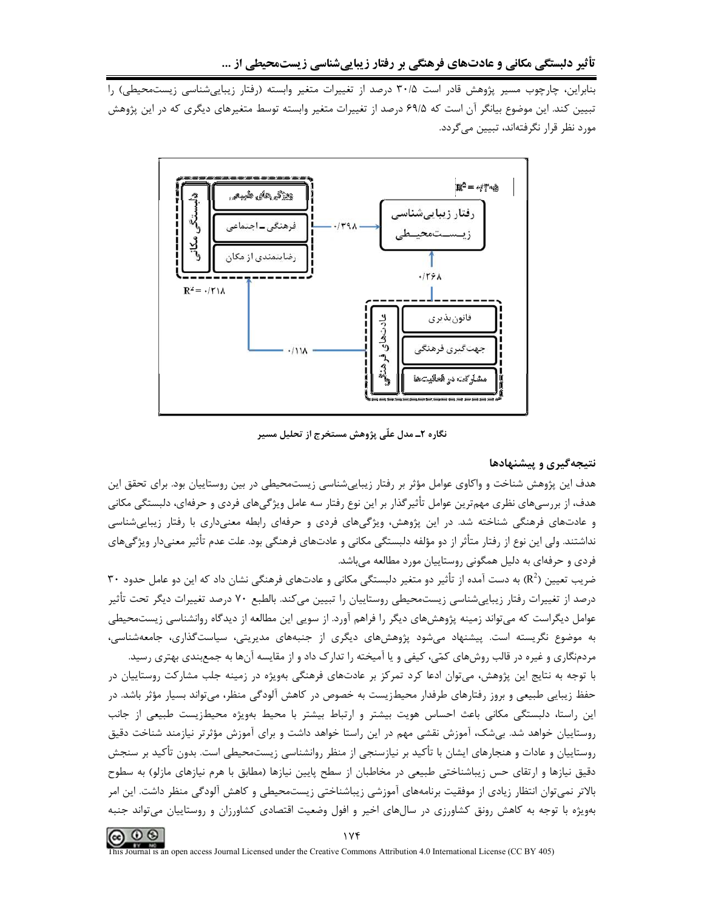بنابراین، چارچوب مسیر پژوهش قادر است ۳۰/۵ درصد از تغییرات متغیر وابسته (رفتار زیبایی‌شناسی زیست‌محیطی) را تبیین کند. این موضوع بیانگر آن است که ۶۹/۵ درصد از تغییرات متغیر وابسته توسط متغیرهای دیگری که در این پژوهش مورد نظر قرار نگرفته‌اند، تبیین می‌گردد.

دلبستگی مکانی: ویژگی‌های طبیعی، فرهنگی ـ اجتماعی، رضایتمندی از مکان — $R^2 = ۰/۲۱۸$

عادت‌های فرهنگی: قانون‌پذیری، جهت‌گیری فرهنگی، مشارکت در فعالیت‌ها

رفتار زیبایی‌شناسی زیست‌محیطی — $R^2 = ۰/۳۰۵$

ضرایب مسیر: دلبستگی مکانی ← رفتار زیبایی‌شناسی زیست‌محیطی: ۰/۳۹۸؛ عادت‌های فرهنگی ← رفتار زیبایی‌شناسی زیست‌محیطی: ۰/۲۶۸؛ عادت‌های فرهنگی ← دلبستگی مکانی: ۰/۱۱۸

**نگاره ۲ـ مدل علّی پژوهش مستخرج از تحلیل مسیر**

## نتیجه‌گیری و پیشنهادها

هدف این پژوهش شناخت و واکاوی عوامل مؤثر بر رفتار زیبایی‌شناسی زیست‌محیطی در بین روستاییان بود. برای تحقق این هدف، از بررسی‌های نظری مهم‌ترین عوامل تأثیرگذار بر این نوع رفتار سه عامل ویژگی‌های فردی و حرفه‌ای، دلبستگی مکانی و عادت‌های فرهنگی شناخته شد. در این پژوهش، ویژگی‌های فردی و حرفه‌ای رابطه معنی‌داری با رفتار زیبایی‌شناسی نداشتند. ولی این نوع از رفتار متأثر از دو مؤلفه دلبستگی مکانی و عادت‌های فرهنگی بود. علت عدم تأثیر معنی‌دار ویژگی‌های فردی و حرفه‌ای به دلیل همگونی روستاییان مورد مطالعه می‌باشد.

ضریب تعیین ($R^2$) به دست آمده از تأثیر دو متغیر دلبستگی مکانی و عادت‌های فرهنگی نشان داد که این دو عامل حدود ۳۰ درصد از تغییرات رفتار زیبایی‌شناسی زیست‌محیطی روستاییان را تبیین می‌کند. بالطبع ۷۰ درصد تغییرات دیگر تحت تأثیر عوامل دیگراست که می‌تواند زمینه پژوهش‌های دیگر را فراهم آورد. از سویی این مطالعه از دیدگاه روانشناسی زیست‌محیطی به موضوع نگریسته است. پیشنهاد می‌شود پژوهش‌های دیگری از جنبه‌های مدیریتی، سیاست‌گذاری، جامعه‌شناسی، مردم‌نگاری و غیره در قالب روش‌های کمّی، کیفی و یا آمیخته را تدارک داد و از مقایسه آن‌ها به جمع‌بندی بهتری رسید.

با توجه به نتایج این پژوهش، می‌توان ادعا کرد تمرکز بر عادت‌های فرهنگی به‌ویژه در زمینه جلب مشارکت روستاییان در حفظ زیبایی طبیعی و بروز رفتارهای طرفدار محیط‌زیست به خصوص در کاهش آلودگی منظر، می‌تواند بسیار مؤثر باشد. در این راستا، دلبستگی مکانی باعث احساس هویت بیشتر و ارتباط بیشتر با محیط به‌ویژه محیط‌زیست طبیعی از جانب روستاییان خواهد شد. بی‌شک، آموزش نقشی مهم در این راستا خواهد داشت و برای آموزش مؤثرتر نیازمند شناخت دقیق روستاییان و عادات و هنجارهای ایشان با تأکید بر نیازسنجی از منظر روانشناسی زیست‌محیطی است. بدون تأکید بر سنجش دقیق نیازها و ارتقای حس زیباشناختی طبیعی در مخاطبان از سطح پایین نیازها (مطابق با هرم نیازهای مازلو) به سطوح بالاتر نمی‌توان انتظار زیادی از موفقیت برنامه‌های آموزشی زیباشناختی زیست‌محیطی و کاهش آلودگی منظر داشت. این امر به‌ویژه با توجه به کاهش رونق کشاورزی در سال‌های اخیر و افول وضعیت اقتصادی کشاورزان و روستاییان می‌تواند جنبه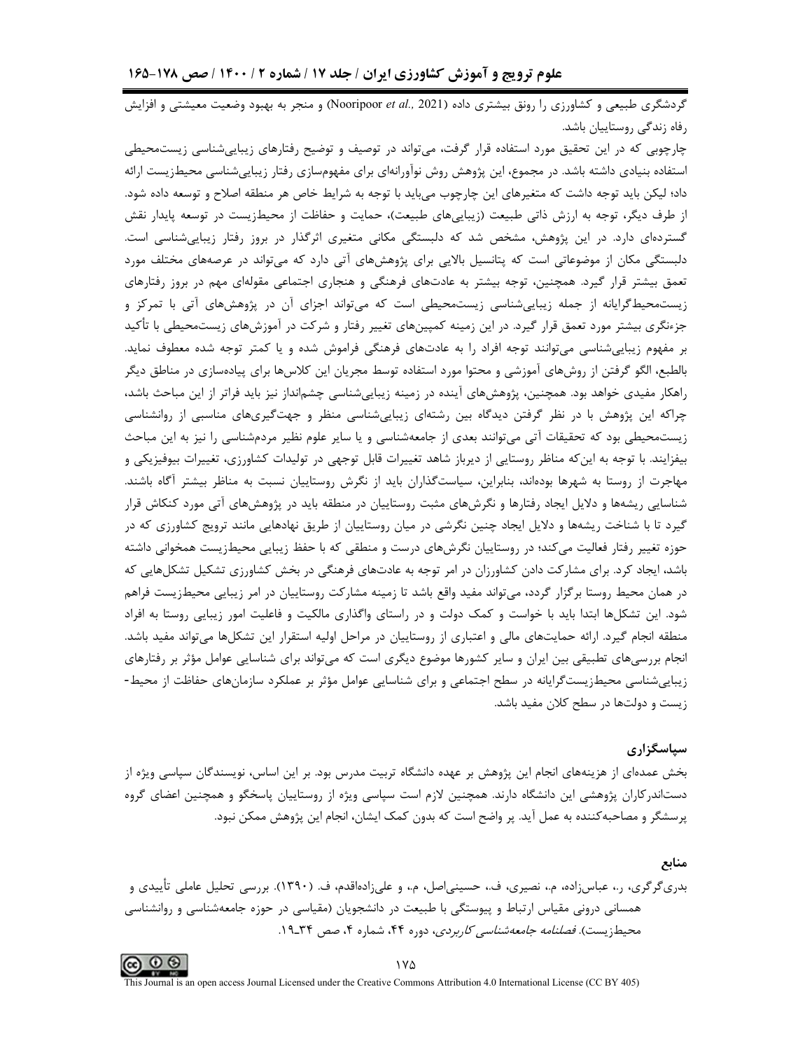گردشگری طبیعی و کشاورزی را رونق بیشتری داده (Nooripoor *et al.*, 2021) و منجر به بهبود وضعیت معیشتی و افزایش رفاه زندگی روستاییان باشد.

چارچوبی که در این تحقیق مورد استفاده قرار گرفت، می‌تواند در توصیف و توضیح رفتارهای زیبایی‌شناسی زیست‌محیطی استفاده بنیادی داشته باشد. در مجموع، این پژوهش روش نوآورانه‌ای برای مفهوم‌سازی رفتار زیبایی‌شناسی محیط‌زیست ارائه داد؛ لیکن باید توجه داشت که متغیرهای این چارچوب می‌باید با توجه به شرایط خاص هر منطقه اصلاح و توسعه داده شود. از طرف دیگر، توجه به ارزش ذاتی طبیعت (زیبایی‌های طبیعت)، حمایت و حفاظت از محیط‌زیست در توسعه پایدار نقش گسترده‌ای دارد. در این پژوهش، مشخص شد که دلبستگی مکانی متغیری اثرگذار در بروز رفتار زیبایی‌شناسی است. دلبستگی مکان از موضوعاتی است که پتانسیل بالایی برای پژوهش‌های آتی دارد که می‌تواند در عرصه‌های مختلف مورد تعمق بیشتر قرار گیرد. همچنین، توجه بیشتر به عادت‌های فرهنگی و هنجاری اجتماعی مقوله‌ای مهم در بروز رفتارهای زیست‌محیط‌گرایانه از جمله زیبایی‌شناسی زیست‌محیطی است که می‌تواند اجزای آن در پژوهش‌های آتی با تمرکز و جزءنگری بیشتر مورد تعمق قرار گیرد. در این زمینه کمپین‌های تغییر رفتار و شرکت در آموزش‌های زیست‌محیطی با تأکید بر مفهوم زیبایی‌شناسی می‌توانند توجه افراد را به عادت‌های فرهنگی فراموش شده و یا کمتر توجه شده معطوف نماید. بالطبع، الگو گرفتن از روش‌های آموزشی و محتوا مورد استفاده توسط مجریان این کلاس‌ها برای پیاده‌سازی در مناطق دیگر راهکار مفیدی خواهد بود. همچنین، پژوهش‌های آینده در زمینه زیبایی‌شناسی چشم‌انداز نیز باید فراتر از این مباحث باشد، چراکه این پژوهش با در نظر گرفتن دیدگاه بین رشته‌ای زیبایی‌شناسی منظر و جهت‌گیری‌های مناسبی از روانشناسی زیست‌محیطی بود که تحقیقات آتی می‌توانند ابعادی از جامعه‌شناسی و یا سایر علوم نظیر مردم‌شناسی را نیز به این مباحث بیفزایند. با توجه به این‌که مناظر روستایی از دیرباز شاهد تغییرات قابل توجهی در تولیدات کشاورزی، تغییرات بیوفیزیکی و مهاجرت از روستا به شهرها بوده‌اند، بنابراین، سیاست‌گذاران باید از نگرش روستاییان نسبت به مناظر بیشتر آگاه باشند. شناسایی ریشه‌ها و دلایل ایجاد رفتارها و نگرش‌های مثبت روستاییان در منطقه باید در پژوهش‌های آتی مورد کنکاش قرار گیرد تا با شناخت ریشه‌ها و دلایل ایجاد چنین نگرشی در میان روستاییان از طریق نهادهایی مانند ترویج کشاورزی که در حوزه تغییر رفتار فعالیت می‌کند؛ در روستاییان نگرش‌های درست و منطقی که با حفظ زیبایی محیط‌زیست همخوانی داشته باشد، ایجاد کرد. برای مشارکت دادن کشاورزان در امر توجه به عادت‌های فرهنگی در بخش کشاورزی تشکیل تشکل‌هایی که در همان محیط روستا برگزار گردد، می‌تواند مفید واقع باشد تا زمینه مشارکت روستاییان در امر زیبایی محیط‌زیست فراهم شود. این تشکل‌ها ابتدا باید با خواست و کمک دولت و در راستای واگذاری مالکیت و فاعلیت امور زیبایی روستا به افراد منطقه انجام گیرد. ارائه حمایت‌های مالی و اعتباری از روستاییان در مراحل اولیه استقرار این تشکل‌ها می‌تواند مفید باشد. انجام بررسی‌های تطبیقی بین ایران و سایر کشورها موضوع دیگری است که می‌تواند برای شناسایی عوامل مؤثر بر رفتارهای زیبایی‌شناسی محیط‌زیست‌گرایانه در سطح اجتماعی و برای شناسایی عوامل مؤثر بر عملکرد سازمان‌های حفاظت از محیط- زیست و دولت‌ها در سطح کلان مفید باشد.

## سپاسگزاری

بخش عمده‌ای از هزینه‌های انجام این پژوهش بر عهده دانشگاه تربیت مدرس بود. بر این اساس، نویسندگان سپاسی ویژه از دست‌اندرکاران پژوهشی این دانشگاه دارند. همچنین لازم است سپاسی ویژه از روستاییان پاسخگو و همچنین اعضای گروه پرسشگر و مصاحبه‌کننده به عمل آید. پر واضح است که بدون کمک ایشان، انجام این پژوهش ممکن نبود.

## منابع

بدری‌گرگری، ر.، عباس‌زاده، م.، نصیری، ف.، حسینی‌اصل، م.، و علی‌زاده‌اقدم، ف. (۱۳۹۰). بررسی تحلیل عاملی تأییدی و همسانی درونی مقیاس ارتباط و پیوستگی با طبیعت در دانشجویان (مقیاسی در حوزه جامعه‌شناسی و روانشناسی محیط‌زیست). *فصلنامه جامعه‌شناسی کاربردی*، دوره ۴۴، شماره ۴، صص ۳۴ـ۱۹.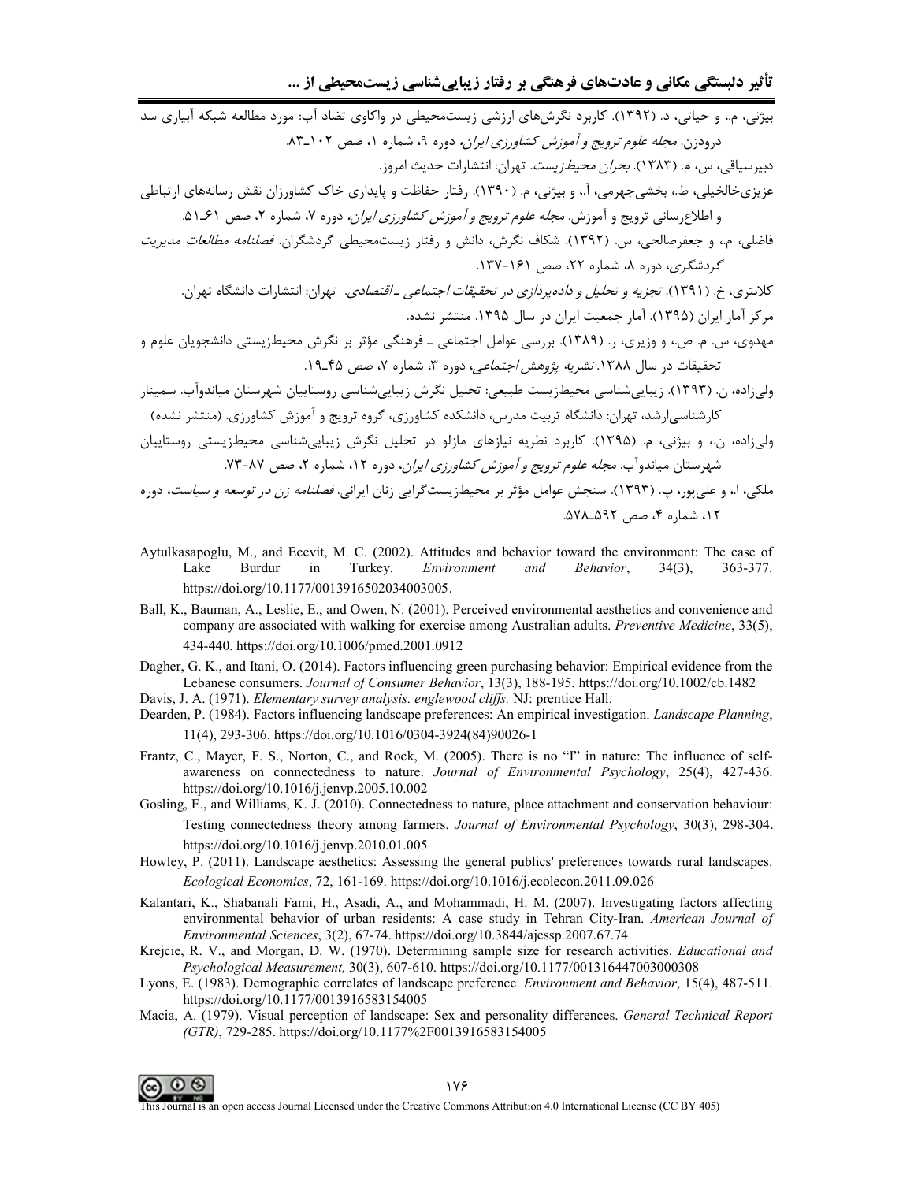بیژنی، م.، و حیاتی، د. (۱۳۹۲). کاربرد نگرش‌های ارزشی زیست‌محیطی در واکاوی تضاد آب: مورد مطالعه شبکه آبیاری سد درودزن. *مجله علوم ترویج و آموزش کشاورزی ایران*، دوره ۹، شماره ۱، صص ۱۰۲ـ۸۳.

دبیرسیاقی، س، م. (۱۳۸۳). *بحران محیط‌زیست*. تهران: انتشارات حدیث امروز.

عزیزی‌خالخیلی، ط.، بخشی‌جهرمی، آ.، و بیژنی، م. (۱۳۹۰). رفتار حفاظت و پایداری خاک کشاورزان نقش رسانه‌های ارتباطی و اطلاع‌رسانی ترویج و آموزش. *مجله علوم ترویج و آموزش کشاورزی ایران*، دوره ۷، شماره ۲، صص ۶۱ـ۵۱.

فاضلی، م.، و جعفرصالحی، س. (۱۳۹۲). شکاف نگرش، دانش و رفتار زیست‌محیطی گردشگران. *فصلنامه مطالعات مدیریت گردشگری*، دوره ۸، شماره ۲۲، صص ۱۶۱-۱۳۷.

کلانتری، خ. (۱۳۹۱). *تجزیه و تحلیل و داده‌پردازی در تحقیقات اجتماعی ـ اقتصادی*. تهران: انتشارات دانشگاه تهران.

مرکز آمار ایران (۱۳۹۵). آمار جمعیت ایران در سال ۱۳۹۵. منتشر نشده.

مهدوی، س. م. ص.، و وزیری، ر. (۱۳۸۹). بررسی عوامل اجتماعی ـ فرهنگی مؤثر بر نگرش محیط‌زیستی دانشجویان علوم و تحقیقات در سال ۱۳۸۸. *نشریه پژوهش اجتماعی*، دوره ۳، شماره ۷، صص ۴۵ـ۱۹.

ولی‌زاده، ن. (۱۳۹۳). زیبایی‌شناسی محیط‌زیست طبیعی: تحلیل نگرش زیبایی‌شناسی روستاییان شهرستان میاندوآب. سمینار کارشناسی‌ارشد، تهران: دانشگاه تربیت مدرس، دانشکده کشاورزی، گروه ترویج و آموزش کشاورزی. (منتشر نشده)

ولی‌زاده، ن.، و بیژنی، م. (۱۳۹۵). کاربرد نظریه نیازهای مازلو در تحلیل نگرش زیبایی‌شناسی محیط‌زیستی روستاییان شهرستان میاندوآب. *مجله علوم ترویج و آموزش کشاورزی ایران*، دوره ۱۲، شماره ۲، صص ۸۷-۷۳.

ملکی، ا.، و علی‌پور، پ. (۱۳۹۳). سنجش عوامل مؤثر بر محیط‌زیست‌گرایی زنان ایرانی. *فصلنامه زن در توسعه و سیاست*، دوره ۱۲، شماره ۴، صص ۵۹۲ـ۵۷۸.

Aytulkasapoglu, M., and Ecevit, M. C. (2002). Attitudes and behavior toward the environment: The case of Lake Burdur in Turkey. *Environment and Behavior*, 34(3), 363-377. https://doi.org/10.1177/0013916502034003005.

Ball, K., Bauman, A., Leslie, E., and Owen, N. (2001). Perceived environmental aesthetics and convenience and company are associated with walking for exercise among Australian adults. *Preventive Medicine*, 33(5), 434-440. https://doi.org/10.1006/pmed.2001.0912

Dagher, G. K., and Itani, O. (2014). Factors influencing green purchasing behavior: Empirical evidence from the Lebanese consumers. *Journal of Consumer Behavior*, 13(3), 188-195. https://doi.org/10.1002/cb.1482

Davis, J. A. (1971). *Elementary survey analysis. englewood cliffs.* NJ: prentice Hall.

Dearden, P. (1984). Factors influencing landscape preferences: An empirical investigation. *Landscape Planning*, 11(4), 293-306. https://doi.org/10.1016/0304-3924(84)90026-1

Frantz, C., Mayer, F. S., Norton, C., and Rock, M. (2005). There is no "I" in nature: The influence of self-awareness on connectedness to nature. *Journal of Environmental Psychology*, 25(4), 427-436. https://doi.org/10.1016/j.jenvp.2005.10.002

Gosling, E., and Williams, K. J. (2010). Connectedness to nature, place attachment and conservation behaviour: Testing connectedness theory among farmers. *Journal of Environmental Psychology*, 30(3), 298-304. https://doi.org/10.1016/j.jenvp.2010.01.005

Howley, P. (2011). Landscape aesthetics: Assessing the general publics' preferences towards rural landscapes. *Ecological Economics*, 72, 161-169. https://doi.org/10.1016/j.ecolecon.2011.09.026

Kalantari, K., Shabanali Fami, H., Asadi, A., and Mohammadi, H. M. (2007). Investigating factors affecting environmental behavior of urban residents: A case study in Tehran City-Iran. *American Journal of Environmental Sciences*, 3(2), 67-74. https://doi.org/10.3844/ajessp.2007.67.74

Krejcie, R. V., and Morgan, D. W. (1970). Determining sample size for research activities. *Educational and Psychological Measurement,* 30(3), 607-610. https://doi.org/10.1177/001316447003000308

Lyons, E. (1983). Demographic correlates of landscape preference. *Environment and Behavior*, 15(4), 487-511. https://doi.org/10.1177/0013916583154005

Macia, A. (1979). Visual perception of landscape: Sex and personality differences. *General Technical Report (GTR)*, 729-285. https://doi.org/10.1177%2F0013916583154005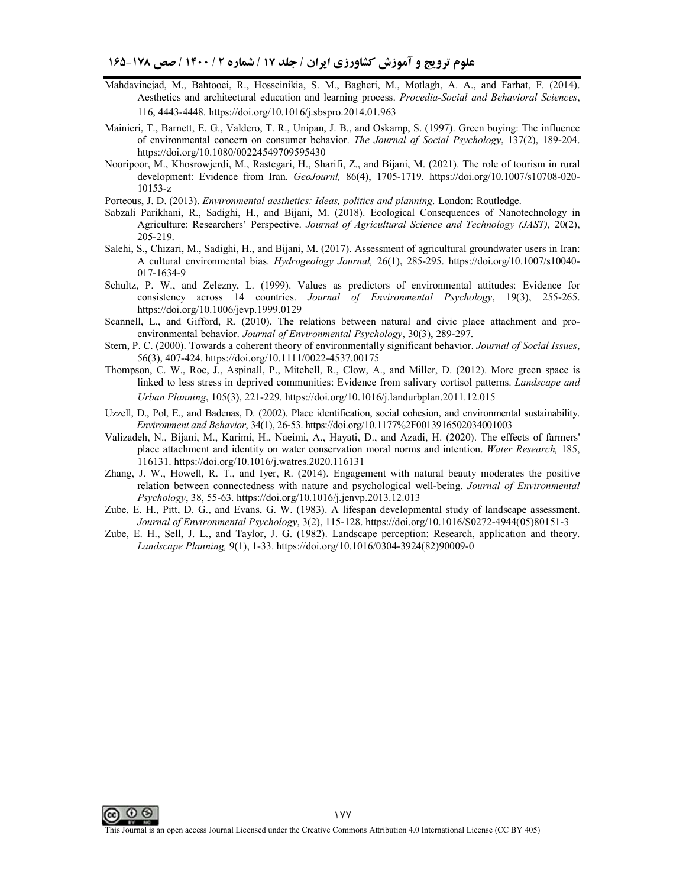Mahdavinejad, M., Bahtooei, R., Hosseinikia, S. M., Bagheri, M., Motlagh, A. A., and Farhat, F. (2014). Aesthetics and architectural education and learning process. *Procedia-Social and Behavioral Sciences*, 116, 4443-4448. https://doi.org/10.1016/j.sbspro.2014.01.963

Mainieri, T., Barnett, E. G., Valdero, T. R., Unipan, J. B., and Oskamp, S. (1997). Green buying: The influence of environmental concern on consumer behavior. *The Journal of Social Psychology*, 137(2), 189-204. https://doi.org/10.1080/00224549709595430

Nooripoor, M., Khosrowjerdi, M., Rastegari, H., Sharifi, Z., and Bijani, M. (2021). The role of tourism in rural development: Evidence from Iran. *GeoJournl,* 86(4), 1705-1719. https://doi.org/10.1007/s10708-020-10153-z

Porteous, J. D. (2013). *Environmental aesthetics: Ideas, politics and planning*. London: Routledge.

Sabzali Parikhani, R., Sadighi, H., and Bijani, M. (2018). Ecological Consequences of Nanotechnology in Agriculture: Researchers' Perspective. *Journal of Agricultural Science and Technology (JAST),* 20(2), 205-219.

Salehi, S., Chizari, M., Sadighi, H., and Bijani, M. (2017). Assessment of agricultural groundwater users in Iran: A cultural environmental bias. *Hydrogeology Journal,* 26(1), 285-295. https://doi.org/10.1007/s10040-017-1634-9

Schultz, P. W., and Zelezny, L. (1999). Values as predictors of environmental attitudes: Evidence for consistency across 14 countries. *Journal of Environmental Psychology*, 19(3), 255-265. https://doi.org/10.1006/jevp.1999.0129

Scannell, L., and Gifford, R. (2010). The relations between natural and civic place attachment and pro-environmental behavior. *Journal of Environmental Psychology*, 30(3), 289-297.

Stern, P. C. (2000). Towards a coherent theory of environmentally significant behavior. *Journal of Social Issues*, 56(3), 407-424. https://doi.org/10.1111/0022-4537.00175

Thompson, C. W., Roe, J., Aspinall, P., Mitchell, R., Clow, A., and Miller, D. (2012). More green space is linked to less stress in deprived communities: Evidence from salivary cortisol patterns. *Landscape and Urban Planning*, 105(3), 221-229. https://doi.org/10.1016/j.landurbplan.2011.12.015

Uzzell, D., Pol, E., and Badenas, D. (2002). Place identification, social cohesion, and environmental sustainability. *Environment and Behavior*, 34(1), 26-53. https://doi.org/10.1177%2F0013916502034001003

Valizadeh, N., Bijani, M., Karimi, H., Naeimi, A., Hayati, D., and Azadi, H. (2020). The effects of farmers' place attachment and identity on water conservation moral norms and intention. *Water Research,* 185, 116131. https://doi.org/10.1016/j.watres.2020.116131

Zhang, J. W., Howell, R. T., and Iyer, R. (2014). Engagement with natural beauty moderates the positive relation between connectedness with nature and psychological well-being. *Journal of Environmental Psychology*, 38, 55-63. https://doi.org/10.1016/j.jenvp.2013.12.013

Zube, E. H., Pitt, D. G., and Evans, G. W. (1983). A lifespan developmental study of landscape assessment. *Journal of Environmental Psychology*, 3(2), 115-128. https://doi.org/10.1016/S0272-4944(05)80151-3

Zube, E. H., Sell, J. L., and Taylor, J. G. (1982). Landscape perception: Research, application and theory. *Landscape Planning,* 9(1), 1-33. https://doi.org/10.1016/0304-3924(82)90009-0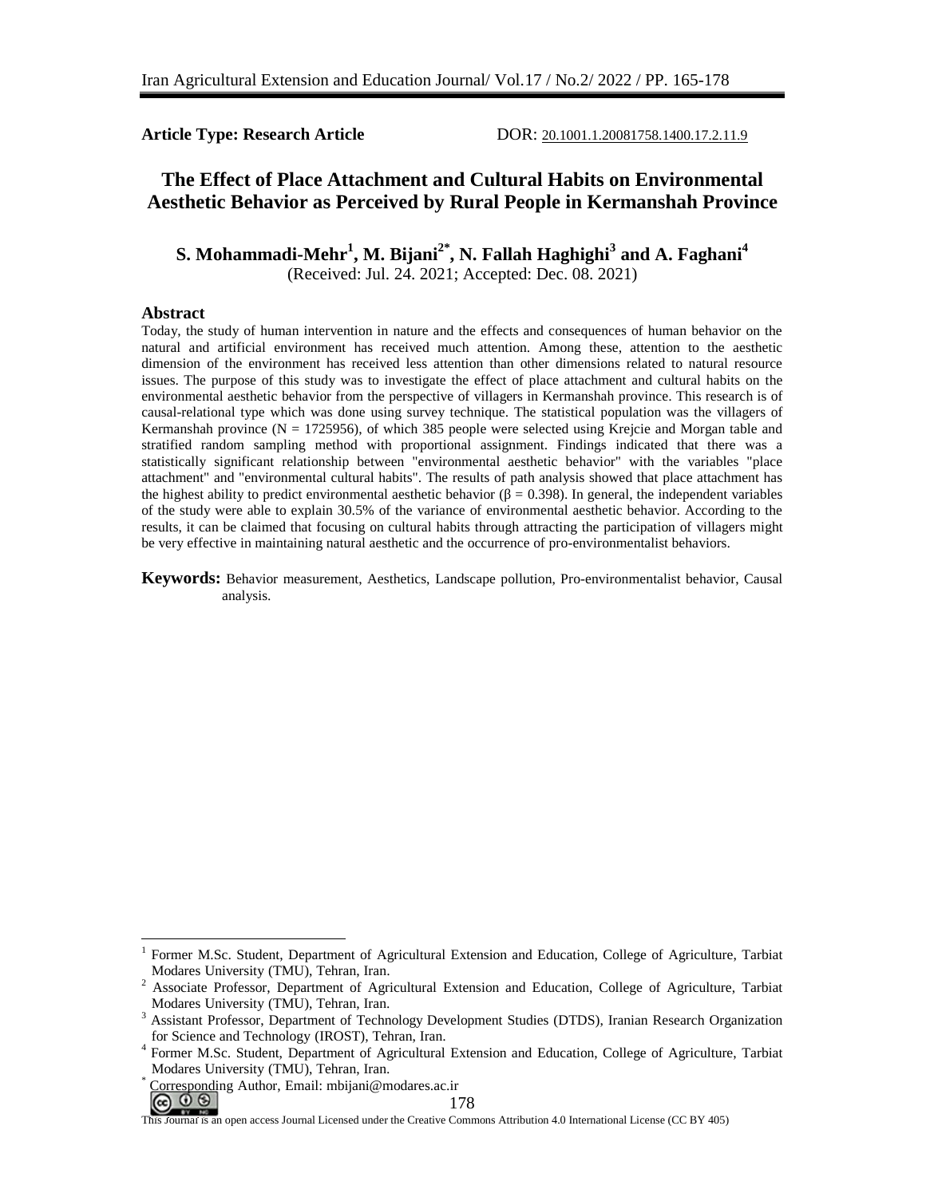**Article Type: Research Article** DOR: 20.1001.1.20081758.1400.17.2.11.9

# The Effect of Place Attachment and Cultural Habits on Environmental Aesthetic Behavior as Perceived by Rural People in Kermanshah Province

## S. Mohammadi-Mehr[1], M. Bijani[2*], N. Fallah Haghighi[3] and A. Faghani[4]

(Received: Jul. 24. 2021; Accepted: Dec. 08. 2021)

### Abstract

Today, the study of human intervention in nature and the effects and consequences of human behavior on the natural and artificial environment has received much attention. Among these, attention to the aesthetic dimension of the environment has received less attention than other dimensions related to natural resource issues. The purpose of this study was to investigate the effect of place attachment and cultural habits on the environmental aesthetic behavior from the perspective of villagers in Kermanshah province. This research is of causal-relational type which was done using survey technique. The statistical population was the villagers of Kermanshah province (N = 1725956), of which 385 people were selected using Krejcie and Morgan table and stratified random sampling method with proportional assignment. Findings indicated that there was a statistically significant relationship between "environmental aesthetic behavior" with the variables "place attachment" and "environmental cultural habits". The results of path analysis showed that place attachment has the highest ability to predict environmental aesthetic behavior ($\beta = 0.398$). In general, the independent variables of the study were able to explain 30.5% of the variance of environmental aesthetic behavior. According to the results, it can be claimed that focusing on cultural habits through attracting the participation of villagers might be very effective in maintaining natural aesthetic and the occurrence of pro-environmentalist behaviors.

**Keywords:** Behavior measurement, Aesthetics, Landscape pollution, Pro-environmentalist behavior, Causal analysis.

---

[1] Former M.Sc. Student, Department of Agricultural Extension and Education, College of Agriculture, Tarbiat Modares University (TMU), Tehran, Iran.

[2] Associate Professor, Department of Agricultural Extension and Education, College of Agriculture, Tarbiat Modares University (TMU), Tehran, Iran.

[3] Assistant Professor, Department of Technology Development Studies (DTDS), Iranian Research Organization for Science and Technology (IROST), Tehran, Iran.

[4] Former M.Sc. Student, Department of Agricultural Extension and Education, College of Agriculture, Tarbiat Modares University (TMU), Tehran, Iran.

[*] Corresponding Author, Email: mbijani@modares.ac.ir

This Journal is an open access Journal Licensed under the Creative Commons Attribution 4.0 International License (CC BY 405)